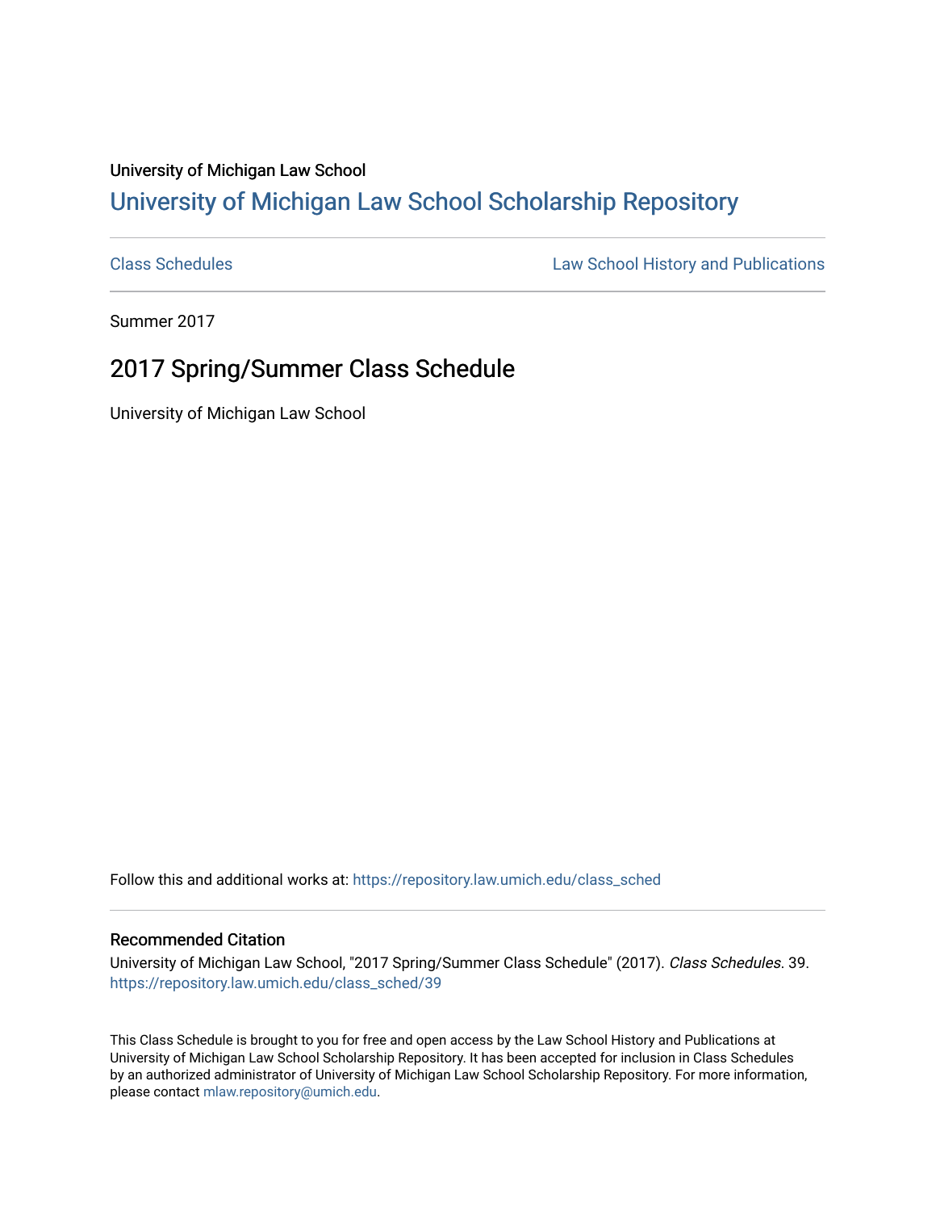University of Michigan Law School

## University of Michigan Law School Scholarship Repository

Class Schedules

Law School History and Publications

Summer 2017

# 2017 Spring/Summer Class Schedule

University of Michigan Law School

Follow this and additional works at: https://repository.law.umich.edu/class_sched

### Recommended Citation

University of Michigan Law School, "2017 Spring/Summer Class Schedule" (2017). *Class Schedules*. 39.
https://repository.law.umich.edu/class_sched/39

This Class Schedule is brought to you for free and open access by the Law School History and Publications at University of Michigan Law School Scholarship Repository. It has been accepted for inclusion in Class Schedules by an authorized administrator of University of Michigan Law School Scholarship Repository. For more information, please contact mlaw.repository@umich.edu.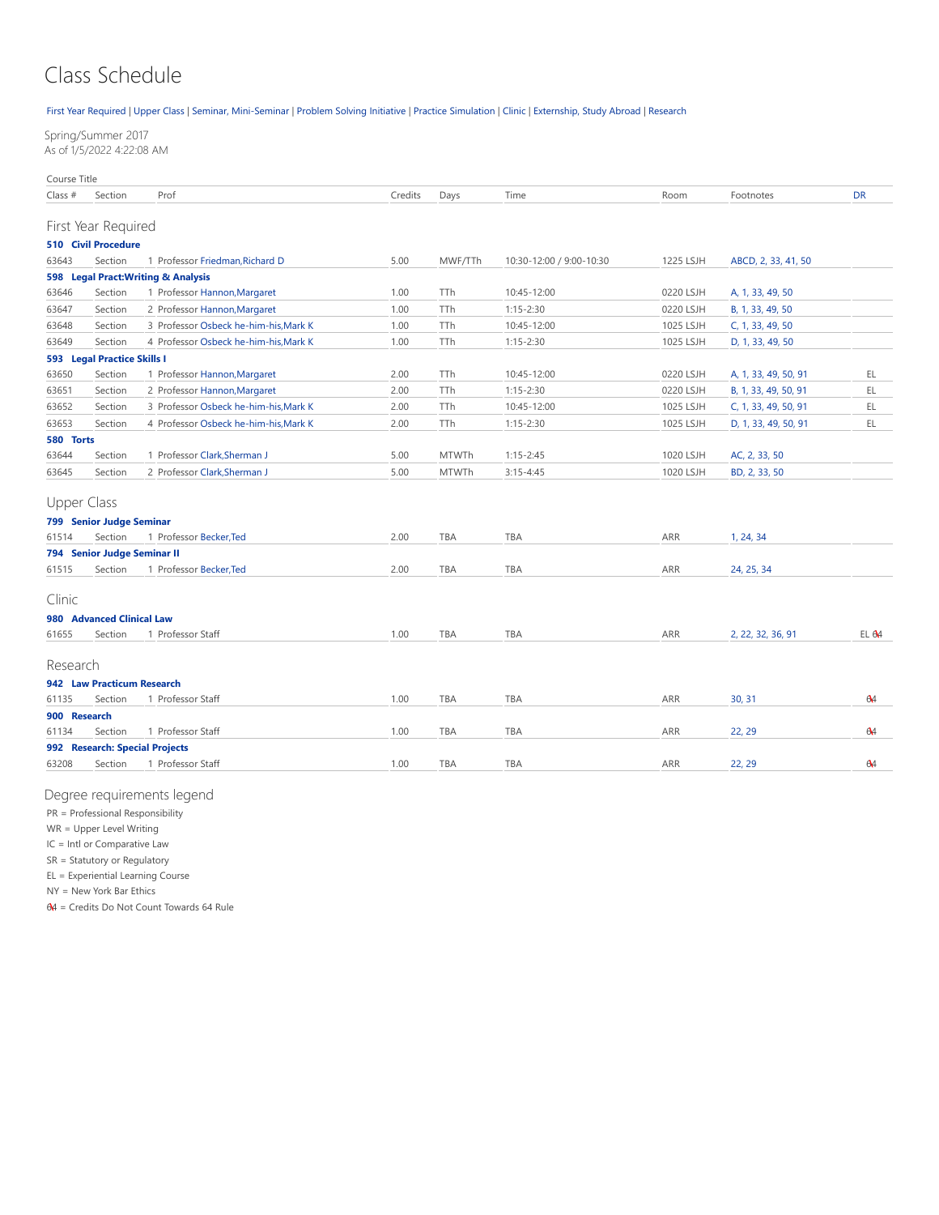# Class Schedule

First Year Required | Upper Class | Seminar, Mini-Seminar | Problem Solving Initiative | Practice Simulation | Clinic | Externship, Study Abroad | Research

Spring/Summer 2017
As of 1/5/2022 4:22:08 AM

| Class # | Section | Prof | Credits | Days | Time | Room | Footnotes | DR |
|---|---|---|---|---|---|---|---|---|
| **First Year Required** | | | | | | | | |
| **510 Civil Procedure** | | | | | | | | |
| 63643 | Section 1 | Professor Friedman,Richard D | 5.00 | MWF/TTh | 10:30-12:00 / 9:00-10:30 | 1225 LSJH | ABCD, 2, 33, 41, 50 | |
| **598 Legal Pract:Writing & Analysis** | | | | | | | | |
| 63646 | Section 1 | Professor Hannon,Margaret | 1.00 | TTh | 10:45-12:00 | 0220 LSJH | A, 1, 33, 49, 50 | |
| 63647 | Section 2 | Professor Hannon,Margaret | 1.00 | TTh | 1:15-2:30 | 0220 LSJH | B, 1, 33, 49, 50 | |
| 63648 | Section 3 | Professor Osbeck he-him-his,Mark K | 1.00 | TTh | 10:45-12:00 | 1025 LSJH | C, 1, 33, 49, 50 | |
| 63649 | Section 4 | Professor Osbeck he-him-his,Mark K | 1.00 | TTh | 1:15-2:30 | 1025 LSJH | D, 1, 33, 49, 50 | |
| **593 Legal Practice Skills I** | | | | | | | | |
| 63650 | Section 1 | Professor Hannon,Margaret | 2.00 | TTh | 10:45-12:00 | 0220 LSJH | A, 1, 33, 49, 50, 91 | EL |
| 63651 | Section 2 | Professor Hannon,Margaret | 2.00 | TTh | 1:15-2:30 | 0220 LSJH | B, 1, 33, 49, 50, 91 | EL |
| 63652 | Section 3 | Professor Osbeck he-him-his,Mark K | 2.00 | TTh | 10:45-12:00 | 1025 LSJH | C, 1, 33, 49, 50, 91 | EL |
| 63653 | Section 4 | Professor Osbeck he-him-his,Mark K | 2.00 | TTh | 1:15-2:30 | 1025 LSJH | D, 1, 33, 49, 50, 91 | EL |
| **580 Torts** | | | | | | | | |
| 63644 | Section 1 | Professor Clark,Sherman J | 5.00 | MTWTh | 1:15-2:45 | 1020 LSJH | AC, 2, 33, 50 | |
| 63645 | Section 2 | Professor Clark,Sherman J | 5.00 | MTWTh | 3:15-4:45 | 1020 LSJH | BD, 2, 33, 50 | |
| **Upper Class** | | | | | | | | |
| **799 Senior Judge Seminar** | | | | | | | | |
| 61514 | Section 1 | Professor Becker,Ted | 2.00 | TBA | TBA | ARR | 1, 24, 34 | |
| **794 Senior Judge Seminar II** | | | | | | | | |
| 61515 | Section 1 | Professor Becker,Ted | 2.00 | TBA | TBA | ARR | 24, 25, 34 | |
| **Clinic** | | | | | | | | |
| **980 Advanced Clinical Law** | | | | | | | | |
| 61655 | Section 1 | Professor Staff | 1.00 | TBA | TBA | ARR | 2, 22, 32, 36, 91 | EL 64 |
| **Research** | | | | | | | | |
| **942 Law Practicum Research** | | | | | | | | |
| 61135 | Section 1 | Professor Staff | 1.00 | TBA | TBA | ARR | 30, 31 | 64 |
| **900 Research** | | | | | | | | |
| 61134 | Section 1 | Professor Staff | 1.00 | TBA | TBA | ARR | 22, 29 | 64 |
| **992 Research: Special Projects** | | | | | | | | |
| 63208 | Section 1 | Professor Staff | 1.00 | TBA | TBA | ARR | 22, 29 | 64 |

## Degree requirements legend

PR = Professional Responsibility
WR = Upper Level Writing
IC = Intl or Comparative Law
SR = Statutory or Regulatory
EL = Experiential Learning Course
NY = New York Bar Ethics
64 = Credits Do Not Count Towards 64 Rule